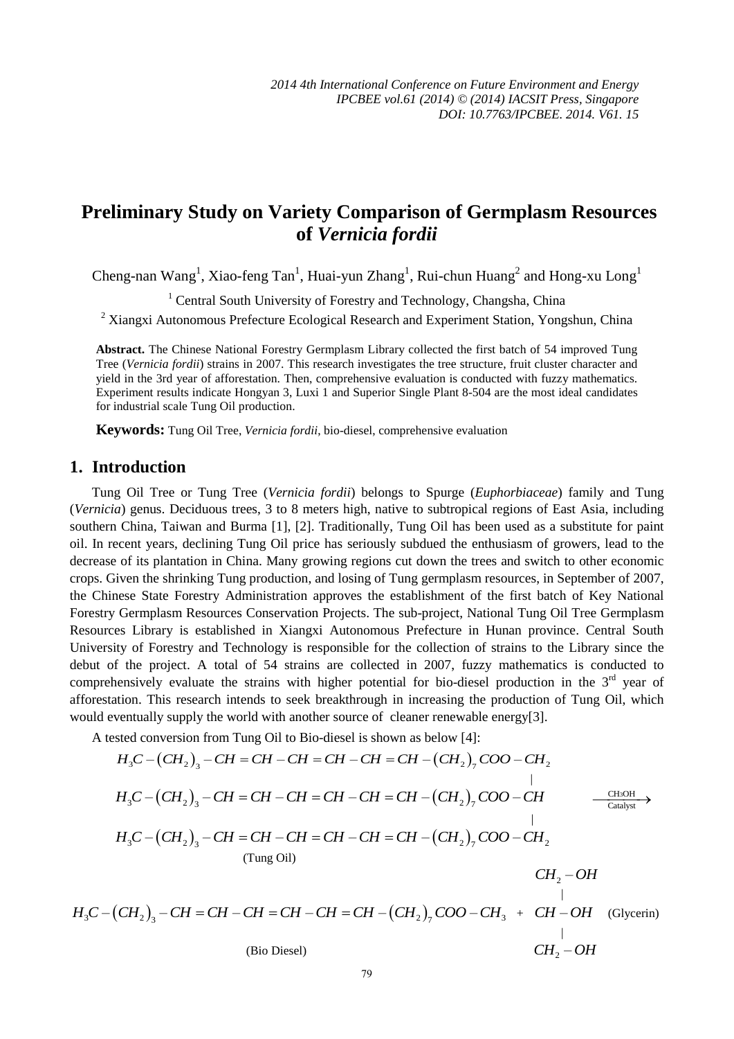2014 4th International Conference on Future Environment and Energy
IPCBEE vol.61 (2014) © (2014) IACSIT Press, Singapore
DOI: 10.7763/IPCBEE. 2014. V61. 15

# Preliminary Study on Variety Comparison of Germplasm Resources of *Vernicia fordii*

Cheng-nan Wang[1], Xiao-feng Tan[1], Huai-yun Zhang[1], Rui-chun Huang[2] and Hong-xu Long[1]

[1] Central South University of Forestry and Technology, Changsha, China

[2] Xiangxi Autonomous Prefecture Ecological Research and Experiment Station, Yongshun, China

**Abstract.** The Chinese National Forestry Germplasm Library collected the first batch of 54 improved Tung Tree (*Vernicia fordii*) strains in 2007. This research investigates the tree structure, fruit cluster character and yield in the 3rd year of afforestation. Then, comprehensive evaluation is conducted with fuzzy mathematics. Experiment results indicate Hongyan 3, Luxi 1 and Superior Single Plant 8-504 are the most ideal candidates for industrial scale Tung Oil production.

**Keywords:** Tung Oil Tree, *Vernicia fordii*, bio-diesel, comprehensive evaluation

## 1. Introduction

Tung Oil Tree or Tung Tree (*Vernicia fordii*) belongs to Spurge (*Euphorbiaceae*) family and Tung (*Vernicia*) genus. Deciduous trees, 3 to 8 meters high, native to subtropical regions of East Asia, including southern China, Taiwan and Burma [1], [2]. Traditionally, Tung Oil has been used as a substitute for paint oil. In recent years, declining Tung Oil price has seriously subdued the enthusiasm of growers, lead to the decrease of its plantation in China. Many growing regions cut down the trees and switch to other economic crops. Given the shrinking Tung production, and losing of Tung germplasm resources, in September of 2007, the Chinese State Forestry Administration approves the establishment of the first batch of Key National Forestry Germplasm Resources Conservation Projects. The sub-project, National Tung Oil Tree Germplasm Resources Library is established in Xiangxi Autonomous Prefecture in Hunan province. Central South University of Forestry and Technology is responsible for the collection of strains to the Library since the debut of the project. A total of 54 strains are collected in 2007, fuzzy mathematics is conducted to comprehensively evaluate the strains with higher potential for bio-diesel production in the 3rd year of afforestation. This research intends to seek breakthrough in increasing the production of Tung Oil, which would eventually supply the world with another source of cleaner renewable energy[3].

A tested conversion from Tung Oil to Bio-diesel is shown as below [4]:

$$
\begin{array}{l}
H_3C-(CH_2)_3-CH=CH-CH=CH-CH=CH-(CH_2)_7COO-CH_2 \\
\qquad\qquad\qquad\qquad\qquad\qquad\qquad\qquad\qquad\qquad\qquad\quad | \\
H_3C-(CH_2)_3-CH=CH-CH=CH-CH=CH-(CH_2)_7COO-CH \\
\qquad\qquad\qquad\qquad\qquad\qquad\qquad\qquad\qquad\qquad\qquad\quad | \\
H_3C-(CH_2)_3-CH=CH-CH=CH-CH=CH-(CH_2)_7COO-CH_2
\end{array}
\xrightarrow[\text{Catalyst}]{CH_3OH}
$$

(Tung Oil)

$$
H_3C-(CH_2)_3-CH=CH-CH=CH-CH=CH-(CH_2)_7COO-CH_3 \; + \;
\begin{array}{l}
CH_2-OH \\
\;\;| \\
CH-OH \\
\;\;| \\
CH_2-OH
\end{array}
\text{(Glycerin)}
$$

(Bio Diesel)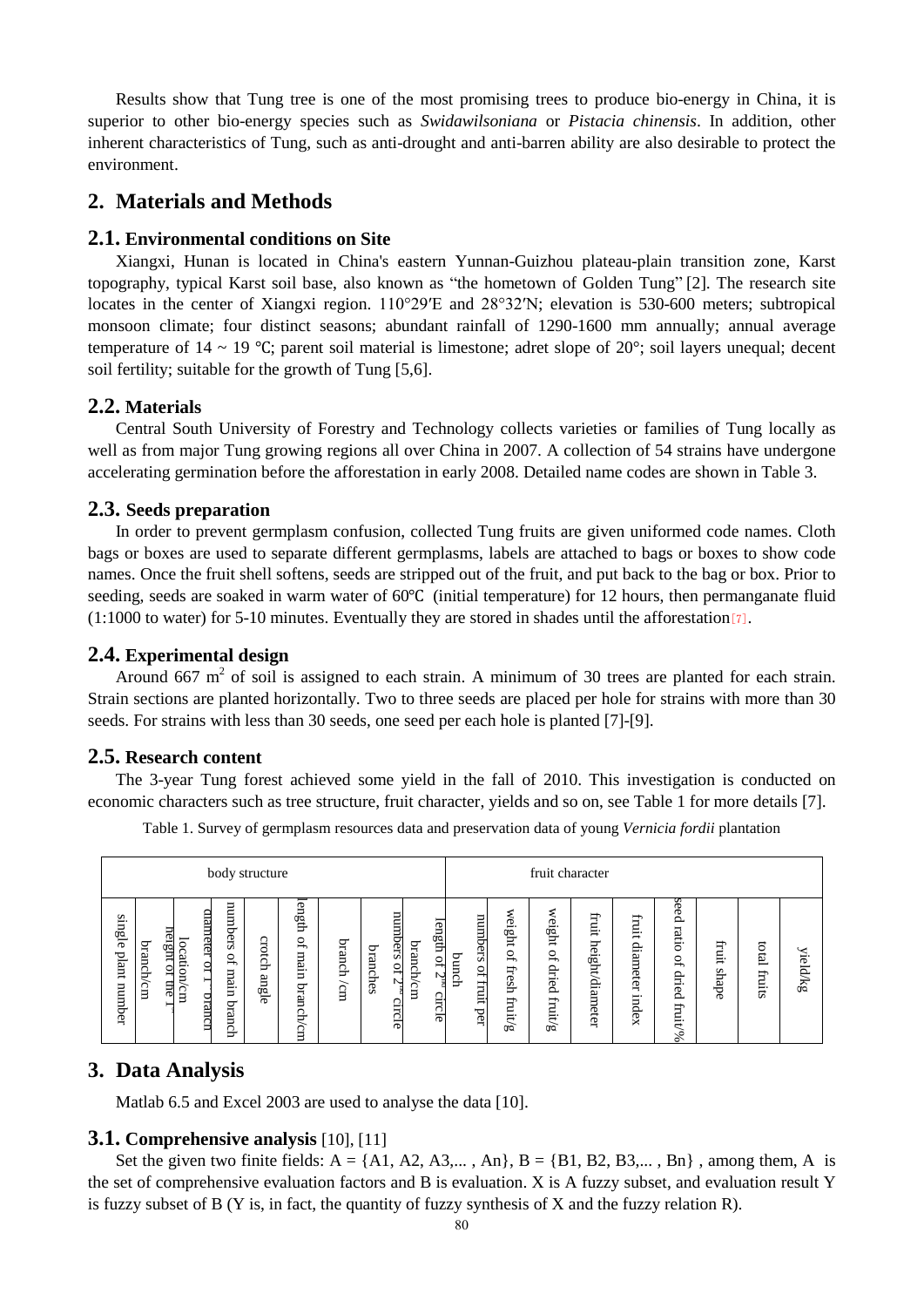Results show that Tung tree is one of the most promising trees to produce bio-energy in China, it is superior to other bio-energy species such as *Swidawilsoniana* or *Pistacia chinensis*. In addition, other inherent characteristics of Tung, such as anti-drought and anti-barren ability are also desirable to protect the environment.

## 2. Materials and Methods

### 2.1. Environmental conditions on Site

Xiangxi, Hunan is located in China's eastern Yunnan-Guizhou plateau-plain transition zone, Karst topography, typical Karst soil base, also known as "the hometown of Golden Tung" [2]. The research site locates in the center of Xiangxi region. 110°29′E and 28°32′N; elevation is 530-600 meters; subtropical monsoon climate; four distinct seasons; abundant rainfall of 1290-1600 mm annually; annual average temperature of 14 ~ 19 ℃; parent soil material is limestone; adret slope of 20°; soil layers unequal; decent soil fertility; suitable for the growth of Tung [5,6].

### 2.2. Materials

Central South University of Forestry and Technology collects varieties or families of Tung locally as well as from major Tung growing regions all over China in 2007. A collection of 54 strains have undergone accelerating germination before the afforestation in early 2008. Detailed name codes are shown in Table 3.

### 2.3. Seeds preparation

In order to prevent germplasm confusion, collected Tung fruits are given uniformed code names. Cloth bags or boxes are used to separate different germplasms, labels are attached to bags or boxes to show code names. Once the fruit shell softens, seeds are stripped out of the fruit, and put back to the bag or box. Prior to seeding, seeds are soaked in warm water of 60℃ (initial temperature) for 12 hours, then permanganate fluid (1:1000 to water) for 5-10 minutes. Eventually they are stored in shades until the afforestation [7].

### 2.4. Experimental design

Around 667 $m^2$ of soil is assigned to each strain. A minimum of 30 trees are planted for each strain. Strain sections are planted horizontally. Two to three seeds are placed per hole for strains with more than 30 seeds. For strains with less than 30 seeds, one seed per each hole is planted [7]-[9].

### 2.5. Research content

The 3-year Tung forest achieved some yield in the fall of 2010. This investigation is conducted on economic characters such as tree structure, fruit character, yields and so on, see Table 1 for more details [7].

Table 1. Survey of germplasm resources data and preservation data of young *Vernicia fordii* plantation

| body structure | | | | | | | | | fruit character | | | | | | | | |
|---|---|---|---|---|---|---|---|---|---|---|---|---|---|---|---|---|---|
| single plant number | branch/cm | height of the 1st location/cm | diameter of 1st branch | numbers of main branch | crotch angle | length of main branch/cm | branch /cm | numbers of 2nd circle branches | length of 2nd circle branch/cm | numbers of fruit per bunch | weight of fresh fruit/g | weight of dried fruit/g | fruit height/diameter | fruit diameter index | seed ratio of dried fruit/% | fruit shape | total fruits | yield/kg |

## 3. Data Analysis

Matlab 6.5 and Excel 2003 are used to analyse the data [10].

### 3.1. Comprehensive analysis [10], [11]

Set the given two finite fields: A = {A1, A2, A3,... , An}, B = {B1, B2, B3,... , Bn} , among them, A is the set of comprehensive evaluation factors and B is evaluation. X is A fuzzy subset, and evaluation result Y is fuzzy subset of B (Y is, in fact, the quantity of fuzzy synthesis of X and the fuzzy relation R).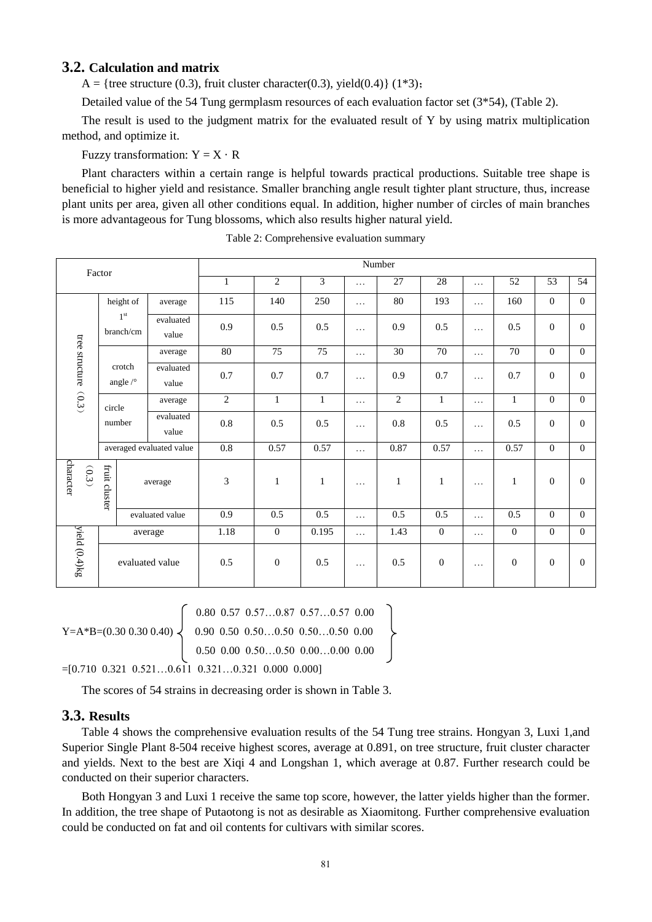## 3.2. Calculation and matrix

A = {tree structure (0.3), fruit cluster character(0.3), yield(0.4)} (1*3)；

Detailed value of the 54 Tung germplasm resources of each evaluation factor set (3*54), (Table 2).

The result is used to the judgment matrix for the evaluated result of Y by using matrix multiplication method, and optimize it.

Fuzzy transformation: $Y = X \cdot R$

Plant characters within a certain range is helpful towards practical productions. Suitable tree shape is beneficial to higher yield and resistance. Smaller branching angle result tighter plant structure, thus, increase plant units per area, given all other conditions equal. In addition, higher number of circles of main branches is more advantageous for Tung blossoms, which also results higher natural yield.

Table 2: Comprehensive evaluation summary

| Factor | | | Number | | | | | | | | | |
|---|---|---|---|---|---|---|---|---|---|---|---|---|
| | | | 1 | 2 | 3 | … | 27 | 28 | … | 52 | 53 | 54 |
| tree structure（0.3） | height of 1st branch/cm | average | 115 | 140 | 250 | … | 80 | 193 | … | 160 | 0 | 0 |
| | | evaluated value | 0.9 | 0.5 | 0.5 | … | 0.9 | 0.5 | … | 0.5 | 0 | 0 |
| | crotch angle /° | average | 80 | 75 | 75 | … | 30 | 70 | … | 70 | 0 | 0 |
| | | evaluated value | 0.7 | 0.7 | 0.7 | … | 0.9 | 0.7 | … | 0.7 | 0 | 0 |
| | circle number | average | 2 | 1 | 1 | … | 2 | 1 | … | 1 | 0 | 0 |
| | | evaluated value | 0.8 | 0.5 | 0.5 | … | 0.8 | 0.5 | … | 0.5 | 0 | 0 |
| | averaged evaluated value | | 0.8 | 0.57 | 0.57 | … | 0.87 | 0.57 | … | 0.57 | 0 | 0 |
| character（0.3） | fruit cluster | average | 3 | 1 | 1 | … | 1 | 1 | … | 1 | 0 | 0 |
| | | evaluated value | 0.9 | 0.5 | 0.5 | … | 0.5 | 0.5 | … | 0.5 | 0 | 0 |
| yield (0.4)kg | average | | 1.18 | 0 | 0.195 | … | 1.43 | 0 | … | 0 | 0 | 0 |
| | evaluated value | | 0.5 | 0 | 0.5 | … | 0.5 | 0 | … | 0 | 0 | 0 |

$$Y=A*B=(0.30\ 0.30\ 0.40)\begin{Bmatrix} 0.80 & 0.57 & 0.57\ldots0.87 & 0.57\ldots0.57 & 0.00 \\ 0.90 & 0.50 & 0.50\ldots0.50 & 0.50\ldots0.50 & 0.00 \\ 0.50 & 0.00 & 0.50\ldots0.50 & 0.00\ldots0.00 & 0.00 \end{Bmatrix}$$

$$=[0.710\ \ 0.321\ \ 0.521\ldots0.611\ \ 0.321\ldots0.321\ \ 0.000\ \ 0.000]$$

The scores of 54 strains in decreasing order is shown in Table 3.

## 3.3. Results

Table 4 shows the comprehensive evaluation results of the 54 Tung tree strains. Hongyan 3, Luxi 1,and Superior Single Plant 8-504 receive highest scores, average at 0.891, on tree structure, fruit cluster character and yields. Next to the best are Xiqi 4 and Longshan 1, which average at 0.87. Further research could be conducted on their superior characters.

Both Hongyan 3 and Luxi 1 receive the same top score, however, the latter yields higher than the former. In addition, the tree shape of Putaotong is not as desirable as Xiaomitong. Further comprehensive evaluation could be conducted on fat and oil contents for cultivars with similar scores.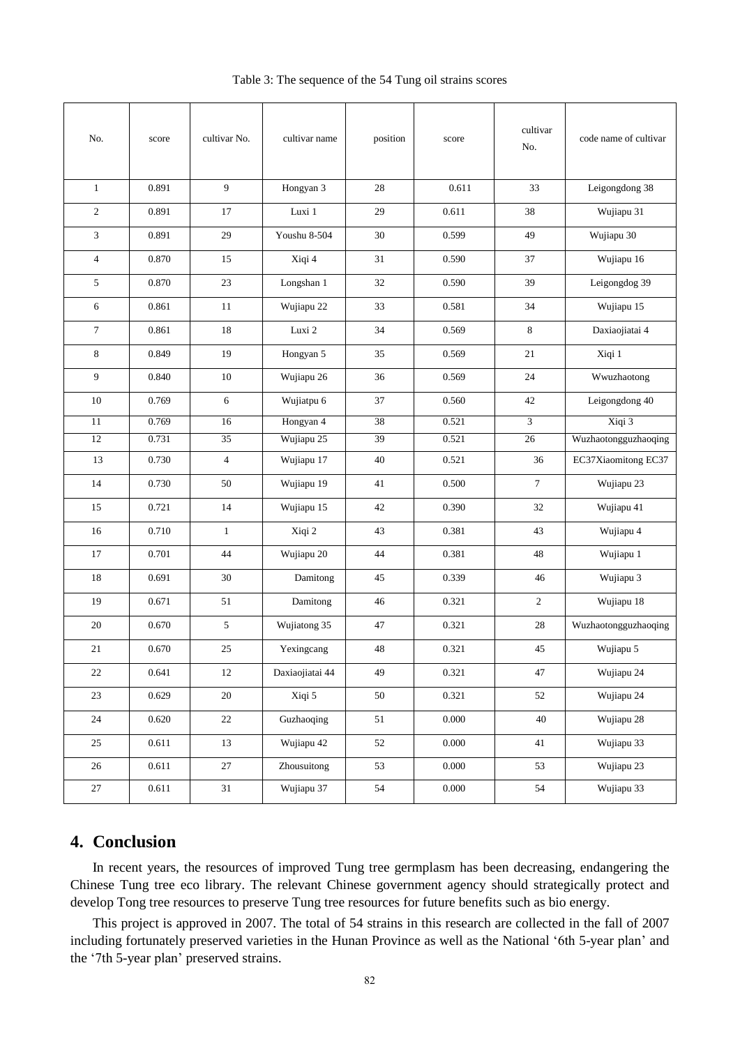Table 3: The sequence of the 54 Tung oil strains scores

| No. | score | cultivar No. | cultivar name | position | score | cultivar No. | code name of cultivar |
|---|---|---|---|---|---|---|---|
| 1 | 0.891 | 9 | Hongyan 3 | 28 | 0.611 | 33 | Leigongdong 38 |
| 2 | 0.891 | 17 | Luxi 1 | 29 | 0.611 | 38 | Wujiapu 31 |
| 3 | 0.891 | 29 | Youshu 8-504 | 30 | 0.599 | 49 | Wujiapu 30 |
| 4 | 0.870 | 15 | Xiqi 4 | 31 | 0.590 | 37 | Wujiapu 16 |
| 5 | 0.870 | 23 | Longshan 1 | 32 | 0.590 | 39 | Leigongdog 39 |
| 6 | 0.861 | 11 | Wujiapu 22 | 33 | 0.581 | 34 | Wujiapu 15 |
| 7 | 0.861 | 18 | Luxi 2 | 34 | 0.569 | 8 | Daxiaojiatai 4 |
| 8 | 0.849 | 19 | Hongyan 5 | 35 | 0.569 | 21 | Xiqi 1 |
| 9 | 0.840 | 10 | Wujiapu 26 | 36 | 0.569 | 24 | Wwuzhaotong |
| 10 | 0.769 | 6 | Wujiatpu 6 | 37 | 0.560 | 42 | Leigongdong 40 |
| 11 | 0.769 | 16 | Hongyan 4 | 38 | 0.521 | 3 | Xiqi 3 |
| 12 | 0.731 | 35 | Wujiapu 25 | 39 | 0.521 | 26 | Wuzhaotongguzhaoqing |
| 13 | 0.730 | 4 | Wujiapu 17 | 40 | 0.521 | 36 | EC37Xiaomitong EC37 |
| 14 | 0.730 | 50 | Wujiapu 19 | 41 | 0.500 | 7 | Wujiapu 23 |
| 15 | 0.721 | 14 | Wujiapu 15 | 42 | 0.390 | 32 | Wujiapu 41 |
| 16 | 0.710 | 1 | Xiqi 2 | 43 | 0.381 | 43 | Wujiapu 4 |
| 17 | 0.701 | 44 | Wujiapu 20 | 44 | 0.381 | 48 | Wujiapu 1 |
| 18 | 0.691 | 30 | Damitong | 45 | 0.339 | 46 | Wujiapu 3 |
| 19 | 0.671 | 51 | Damitong | 46 | 0.321 | 2 | Wujiapu 18 |
| 20 | 0.670 | 5 | Wujiatong 35 | 47 | 0.321 | 28 | Wuzhaotongguzhaoqing |
| 21 | 0.670 | 25 | Yexingcang | 48 | 0.321 | 45 | Wujiapu 5 |
| 22 | 0.641 | 12 | Daxiaojiatai 44 | 49 | 0.321 | 47 | Wujiapu 24 |
| 23 | 0.629 | 20 | Xiqi 5 | 50 | 0.321 | 52 | Wujiapu 24 |
| 24 | 0.620 | 22 | Guzhaoqing | 51 | 0.000 | 40 | Wujiapu 28 |
| 25 | 0.611 | 13 | Wujiapu 42 | 52 | 0.000 | 41 | Wujiapu 33 |
| 26 | 0.611 | 27 | Zhousuitong | 53 | 0.000 | 53 | Wujiapu 23 |
| 27 | 0.611 | 31 | Wujiapu 37 | 54 | 0.000 | 54 | Wujiapu 33 |

## 4. Conclusion

In recent years, the resources of improved Tung tree germplasm has been decreasing, endangering the Chinese Tung tree eco library. The relevant Chinese government agency should strategically protect and develop Tong tree resources to preserve Tung tree resources for future benefits such as bio energy.

This project is approved in 2007. The total of 54 strains in this research are collected in the fall of 2007 including fortunately preserved varieties in the Hunan Province as well as the National '6th 5-year plan' and the '7th 5-year plan' preserved strains.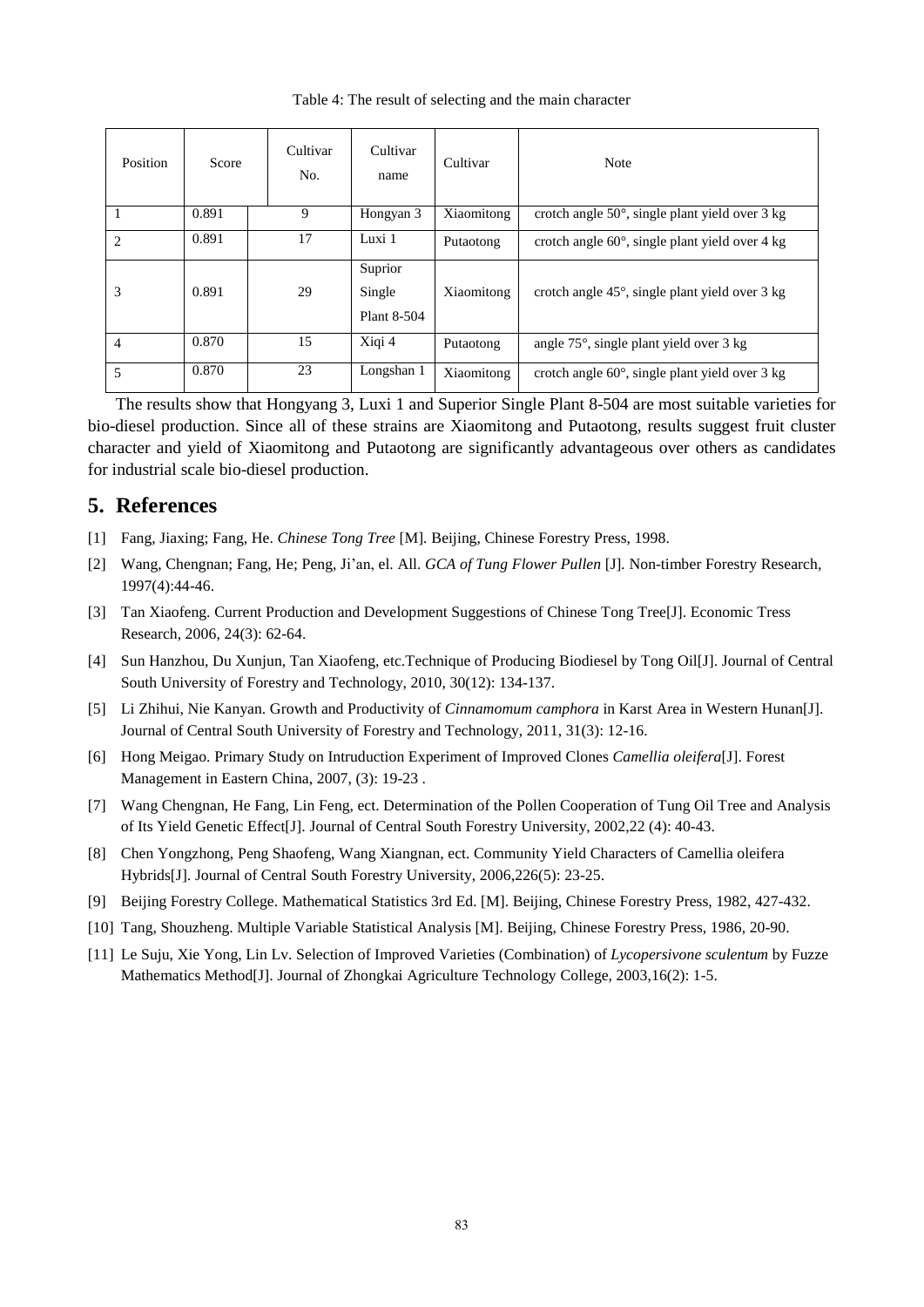Table 4: The result of selecting and the main character

| Position | Score | Cultivar No. | Cultivar name | Cultivar | Note |
|---|---|---|---|---|---|
| 1 | 0.891 | 9 | Hongyan 3 | Xiaomitong | crotch angle 50°, single plant yield over 3 kg |
| 2 | 0.891 | 17 | Luxi 1 | Putaotong | crotch angle 60°, single plant yield over 4 kg |
| 3 | 0.891 | 29 | Suprior Single Plant 8-504 | Xiaomitong | crotch angle 45°, single plant yield over 3 kg |
| 4 | 0.870 | 15 | Xiqi 4 | Putaotong | angle 75°, single plant yield over 3 kg |
| 5 | 0.870 | 23 | Longshan 1 | Xiaomitong | crotch angle 60°, single plant yield over 3 kg |

The results show that Hongyang 3, Luxi 1 and Superior Single Plant 8-504 are most suitable varieties for bio-diesel production. Since all of these strains are Xiaomitong and Putaotong, results suggest fruit cluster character and yield of Xiaomitong and Putaotong are significantly advantageous over others as candidates for industrial scale bio-diesel production.

## 5. References

[1] Fang, Jiaxing; Fang, He. *Chinese Tong Tree* [M]. Beijing, Chinese Forestry Press, 1998.

[2] Wang, Chengnan; Fang, He; Peng, Ji'an, el. All. *GCA of Tung Flower Pullen* [J]. Non-timber Forestry Research, 1997(4):44-46.

[3] Tan Xiaofeng. Current Production and Development Suggestions of Chinese Tong Tree[J]. Economic Tress Research, 2006, 24(3): 62-64.

[4] Sun Hanzhou, Du Xunjun, Tan Xiaofeng, etc.Technique of Producing Biodiesel by Tong Oil[J]. Journal of Central South University of Forestry and Technology, 2010, 30(12): 134-137.

[5] Li Zhihui, Nie Kanyan. Growth and Productivity of *Cinnamomum camphora* in Karst Area in Western Hunan[J]. Journal of Central South University of Forestry and Technology, 2011, 31(3): 12-16.

[6] Hong Meigao. Primary Study on Intruduction Experiment of Improved Clones *Camellia oleifera*[J]. Forest Management in Eastern China, 2007, (3): 19-23 .

[7] Wang Chengnan, He Fang, Lin Feng, ect. Determination of the Pollen Cooperation of Tung Oil Tree and Analysis of Its Yield Genetic Effect[J]. Journal of Central South Forestry University, 2002,22 (4): 40-43.

[8] Chen Yongzhong, Peng Shaofeng, Wang Xiangnan, ect. Community Yield Characters of Camellia oleifera Hybrids[J]. Journal of Central South Forestry University, 2006,226(5): 23-25.

[9] Beijing Forestry College. Mathematical Statistics 3rd Ed. [M]. Beijing, Chinese Forestry Press, 1982, 427-432.

[10] Tang, Shouzheng. Multiple Variable Statistical Analysis [M]. Beijing, Chinese Forestry Press, 1986, 20-90.

[11] Le Suju, Xie Yong, Lin Lv. Selection of Improved Varieties (Combination) of *Lycopersivone sculentum* by Fuzze Mathematics Method[J]. Journal of Zhongkai Agriculture Technology College, 2003,16(2): 1-5.